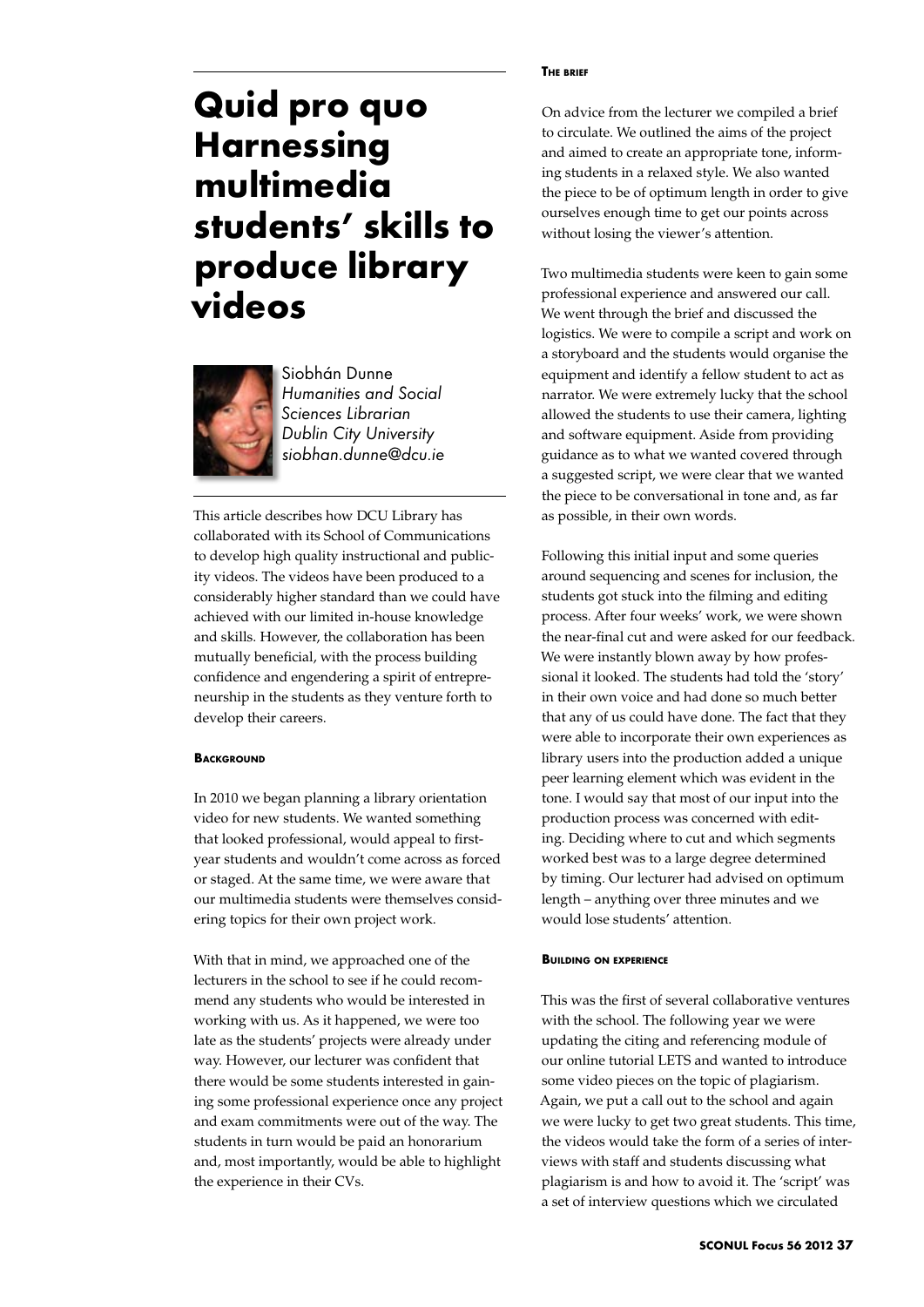# Quid pro quo Harnessing multimedia students' skills to produce library videos

Siobhán Dunne
*Humanities and Social Sciences Librarian*
*Dublin City University*
*siobhan.dunne@dcu.ie*

This article describes how DCU Library has collaborated with its School of Communications to develop high quality instructional and publicity videos. The videos have been produced to a considerably higher standard than we could have achieved with our limited in-house knowledge and skills. However, the collaboration has been mutually beneficial, with the process building confidence and engendering a spirit of entrepreneurship in the students as they venture forth to develop their careers.

### Background

In 2010 we began planning a library orientation video for new students. We wanted something that looked professional, would appeal to first-year students and wouldn't come across as forced or staged. At the same time, we were aware that our multimedia students were themselves considering topics for their own project work.

With that in mind, we approached one of the lecturers in the school to see if he could recommend any students who would be interested in working with us. As it happened, we were too late as the students' projects were already under way. However, our lecturer was confident that there would be some students interested in gaining some professional experience once any project and exam commitments were out of the way. The students in turn would be paid an honorarium and, most importantly, would be able to highlight the experience in their CVs.

### The brief

On advice from the lecturer we compiled a brief to circulate. We outlined the aims of the project and aimed to create an appropriate tone, informing students in a relaxed style. We also wanted the piece to be of optimum length in order to give ourselves enough time to get our points across without losing the viewer's attention.

Two multimedia students were keen to gain some professional experience and answered our call. We went through the brief and discussed the logistics. We were to compile a script and work on a storyboard and the students would organise the equipment and identify a fellow student to act as narrator. We were extremely lucky that the school allowed the students to use their camera, lighting and software equipment. Aside from providing guidance as to what we wanted covered through a suggested script, we were clear that we wanted the piece to be conversational in tone and, as far as possible, in their own words.

Following this initial input and some queries around sequencing and scenes for inclusion, the students got stuck into the filming and editing process. After four weeks' work, we were shown the near-final cut and were asked for our feedback. We were instantly blown away by how professional it looked. The students had told the 'story' in their own voice and had done so much better that any of us could have done. The fact that they were able to incorporate their own experiences as library users into the production added a unique peer learning element which was evident in the tone. I would say that most of our input into the production process was concerned with editing. Deciding where to cut and which segments worked best was to a large degree determined by timing. Our lecturer had advised on optimum length – anything over three minutes and we would lose students' attention.

### Building on experience

This was the first of several collaborative ventures with the school. The following year we were updating the citing and referencing module of our online tutorial LETS and wanted to introduce some video pieces on the topic of plagiarism. Again, we put a call out to the school and again we were lucky to get two great students. This time, the videos would take the form of a series of interviews with staff and students discussing what plagiarism is and how to avoid it. The 'script' was a set of interview questions which we circulated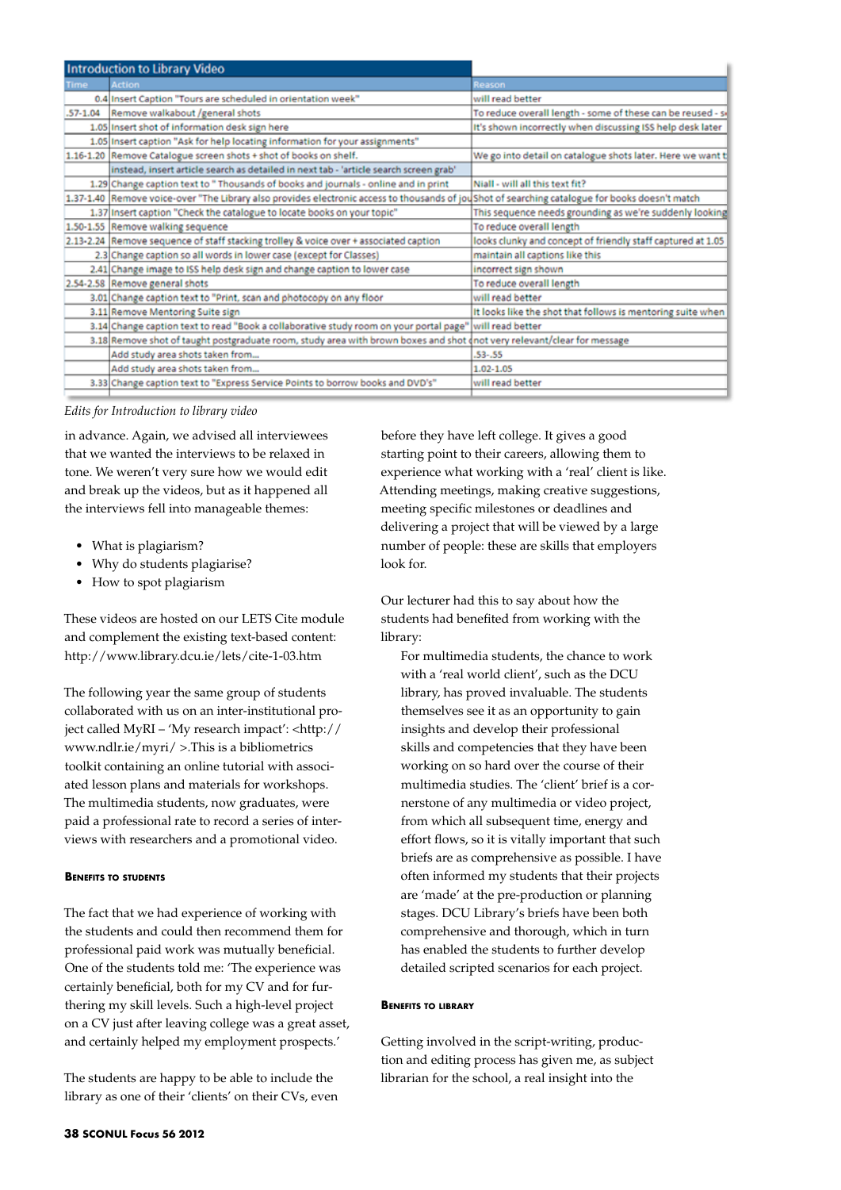| Introduction to Library Video | | |
|---|---|---|
| Time | Action | Reason |
| 0.4 | Insert Caption "Tours are scheduled in orientation week" | will read better |
| .57-1.04 | Remove walkabout /general shots | To reduce overall length - some of these can be reused - s |
| 1.05 | Insert shot of information desk sign here | It's shown incorrectly when discussing ISS help desk later |
| 1.05 | Insert caption "Ask for help locating information for your assignments" | |
| 1.16-1.20 | Remove Catalogue screen shots + shot of books on shelf. | We go into detail on catalogue shots later. Here we want t |
| | instead, insert article search as detailed in next tab - 'article search screen grab' | |
| 1.29 | Change caption text to " Thousands of books and journals - online and in print | Niall - will all this text fit? |
| 1.37-1.40 | Remove voice-over "The Library also provides electronic access to thousands of jou | Shot of searching catalogue for books doesn't match |
| 1.37 | Insert caption "Check the catalogue to locate books on your topic" | This sequence needs grounding as we're suddenly looking |
| 1.50-1.55 | Remove walking sequence | To reduce overall length |
| 2.13-2.24 | Remove sequence of staff stacking trolley & voice over + associated caption | looks clunky and concept of friendly staff captured at 1.05 |
| 2.3 | Change caption so all words in lower case (except for Classes) | maintain all captions like this |
| 2.41 | Change image to ISS help desk sign and change caption to lower case | incorrect sign shown |
| 2.54-2.58 | Remove general shots | To reduce overall length |
| 3.01 | Change caption text to "Print, scan and photocopy on any floor | will read better |
| 3.11 | Remove Mentoring Suite sign | It looks like the shot that follows is mentoring suite when |
| 3.14 | Change caption text to read "Book a collaborative study room on your portal page" | will read better |
| 3.18 | Remove shot of taught postgraduate room, study area with brown boxes and shot o | not very relevant/clear for message |
| | Add study area shots taken from... | .53-.55 |
| | Add study area shots taken from... | 1.02-1.05 |
| 3.33 | Change caption text to "Express Service Points to borrow books and DVD's" | will read better |

*Edits for Introduction to library video*

in advance. Again, we advised all interviewees that we wanted the interviews to be relaxed in tone. We weren't very sure how we would edit and break up the videos, but as it happened all the interviews fell into manageable themes:

- What is plagiarism?
- Why do students plagiarise?
- How to spot plagiarism

These videos are hosted on our LETS Cite module and complement the existing text-based content: http://www.library.dcu.ie/lets/cite-1-03.htm

The following year the same group of students collaborated with us on an inter-institutional project called MyRI – 'My research impact': <http://www.ndlr.ie/myri/ >.This is a bibliometrics toolkit containing an online tutorial with associated lesson plans and materials for workshops. The multimedia students, now graduates, were paid a professional rate to record a series of interviews with researchers and a promotional video.

#### Benefits to students

The fact that we had experience of working with the students and could then recommend them for professional paid work was mutually beneficial. One of the students told me: 'The experience was certainly beneficial, both for my CV and for furthering my skill levels. Such a high-level project on a CV just after leaving college was a great asset, and certainly helped my employment prospects.'

The students are happy to be able to include the library as one of their 'clients' on their CVs, even before they have left college. It gives a good starting point to their careers, allowing them to experience what working with a 'real' client is like. Attending meetings, making creative suggestions, meeting specific milestones or deadlines and delivering a project that will be viewed by a large number of people: these are skills that employers look for.

Our lecturer had this to say about how the students had benefited from working with the library:

> For multimedia students, the chance to work with a 'real world client', such as the DCU library, has proved invaluable. The students themselves see it as an opportunity to gain insights and develop their professional skills and competencies that they have been working on so hard over the course of their multimedia studies. The 'client' brief is a cornerstone of any multimedia or video project, from which all subsequent time, energy and effort flows, so it is vitally important that such briefs are as comprehensive as possible. I have often informed my students that their projects are 'made' at the pre-production or planning stages. DCU Library's briefs have been both comprehensive and thorough, which in turn has enabled the students to further develop detailed scripted scenarios for each project.

#### Benefits to library

Getting involved in the script-writing, production and editing process has given me, as subject librarian for the school, a real insight into the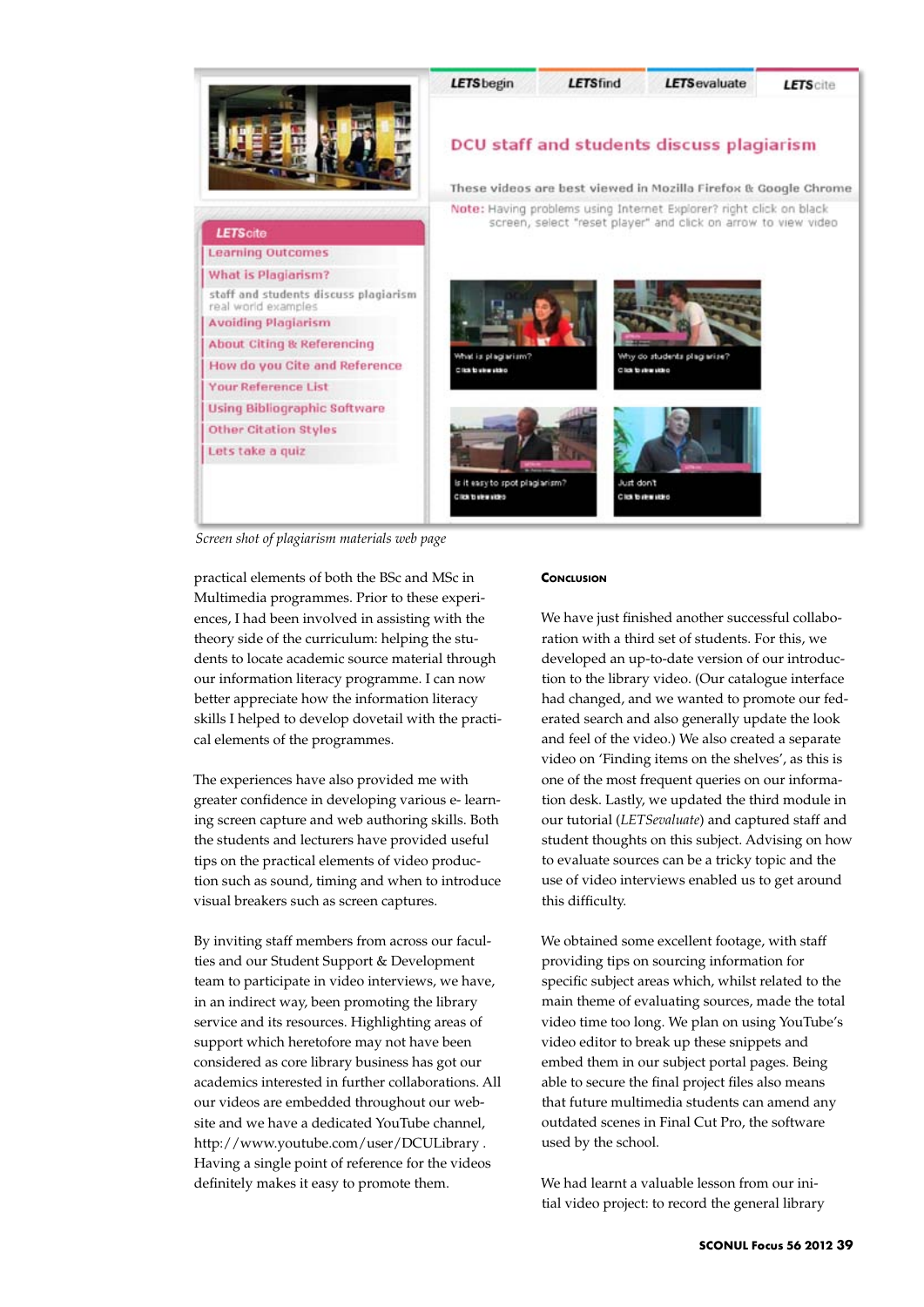*Screen shot of plagiarism materials web page*

practical elements of both the BSc and MSc in Multimedia programmes. Prior to these experiences, I had been involved in assisting with the theory side of the curriculum: helping the students to locate academic source material through our information literacy programme. I can now better appreciate how the information literacy skills I helped to develop dovetail with the practical elements of the programmes.

The experiences have also provided me with greater confidence in developing various e- learning screen capture and web authoring skills. Both the students and lecturers have provided useful tips on the practical elements of video production such as sound, timing and when to introduce visual breakers such as screen captures.

By inviting staff members from across our faculties and our Student Support & Development team to participate in video interviews, we have, in an indirect way, been promoting the library service and its resources. Highlighting areas of support which heretofore may not have been considered as core library business has got our academics interested in further collaborations. All our videos are embedded throughout our website and we have a dedicated YouTube channel, http://www.youtube.com/user/DCULibrary . Having a single point of reference for the videos definitely makes it easy to promote them.

## Conclusion

We have just finished another successful collaboration with a third set of students. For this, we developed an up-to-date version of our introduction to the library video. (Our catalogue interface had changed, and we wanted to promote our federated search and also generally update the look and feel of the video.) We also created a separate video on 'Finding items on the shelves', as this is one of the most frequent queries on our information desk. Lastly, we updated the third module in our tutorial (*LETSevaluate*) and captured staff and student thoughts on this subject. Advising on how to evaluate sources can be a tricky topic and the use of video interviews enabled us to get around this difficulty.

We obtained some excellent footage, with staff providing tips on sourcing information for specific subject areas which, whilst related to the main theme of evaluating sources, made the total video time too long. We plan on using YouTube's video editor to break up these snippets and embed them in our subject portal pages. Being able to secure the final project files also means that future multimedia students can amend any outdated scenes in Final Cut Pro, the software used by the school.

We had learnt a valuable lesson from our initial video project: to record the general library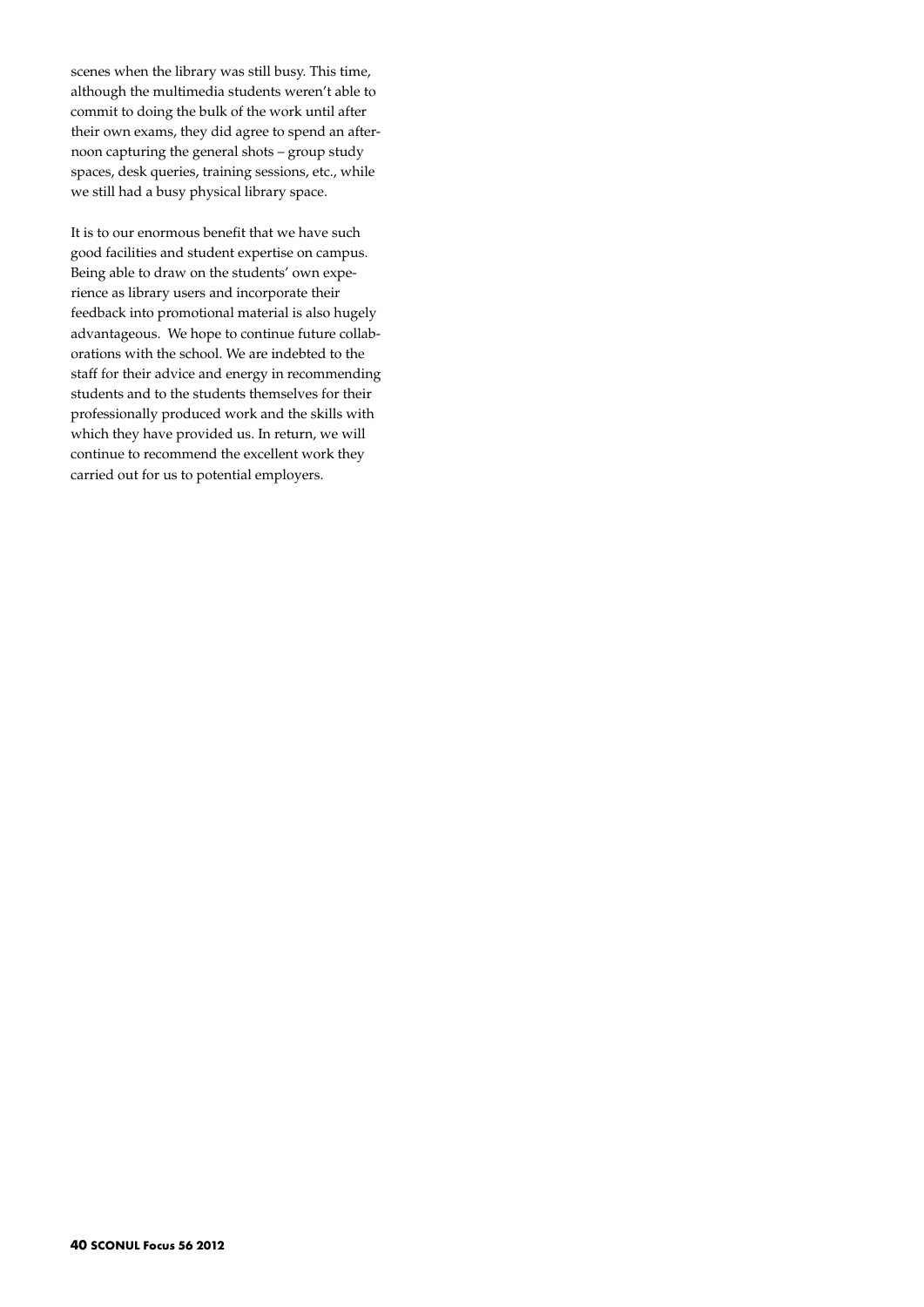scenes when the library was still busy. This time, although the multimedia students weren't able to commit to doing the bulk of the work until after their own exams, they did agree to spend an afternoon capturing the general shots – group study spaces, desk queries, training sessions, etc., while we still had a busy physical library space.

It is to our enormous benefit that we have such good facilities and student expertise on campus. Being able to draw on the students' own experience as library users and incorporate their feedback into promotional material is also hugely advantageous. We hope to continue future collaborations with the school. We are indebted to the staff for their advice and energy in recommending students and to the students themselves for their professionally produced work and the skills with which they have provided us. In return, we will continue to recommend the excellent work they carried out for us to potential employers.